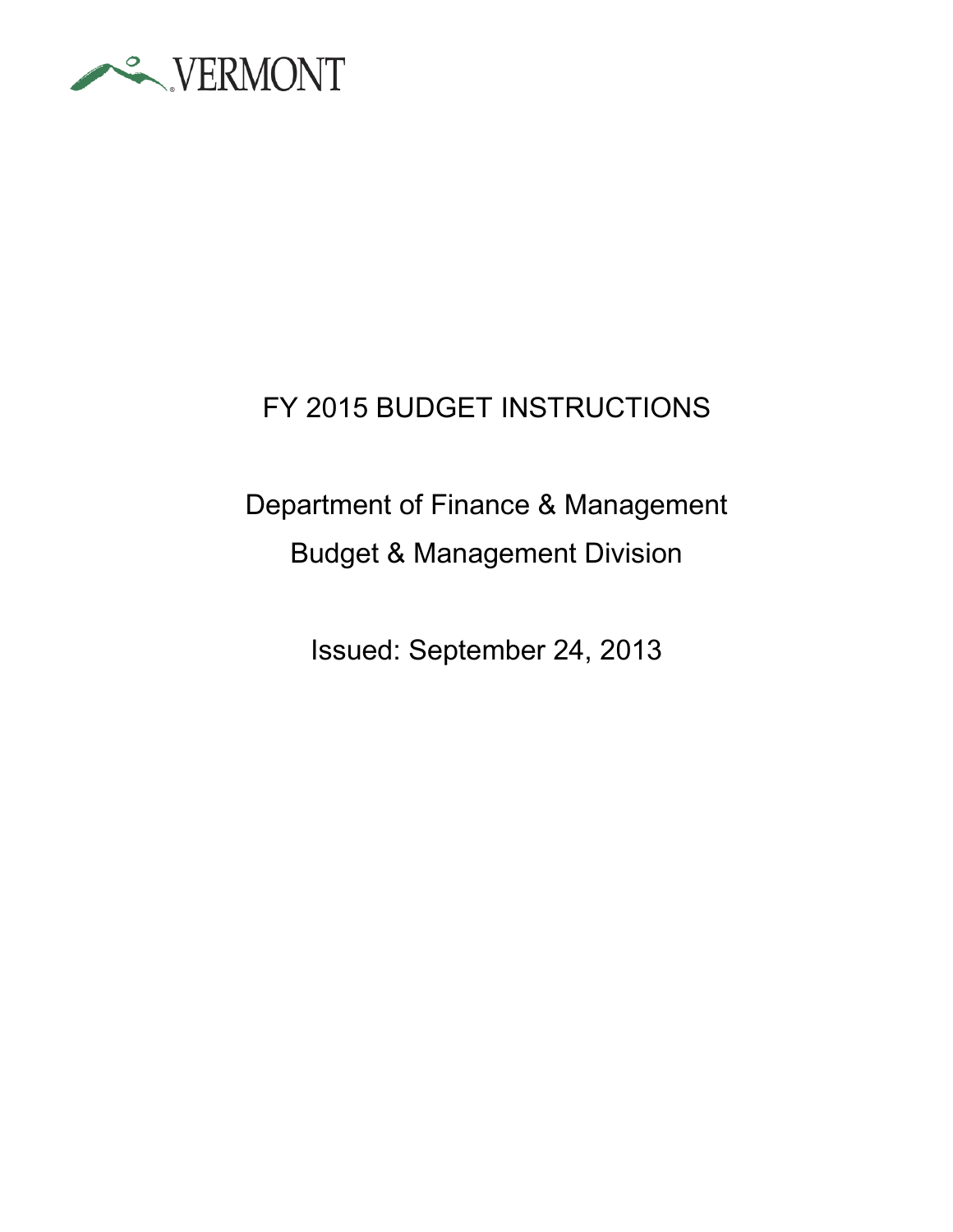VERMONT

# FY 2015 BUDGET INSTRUCTIONS

Department of Finance & Management

Budget & Management Division

Issued: September 24, 2013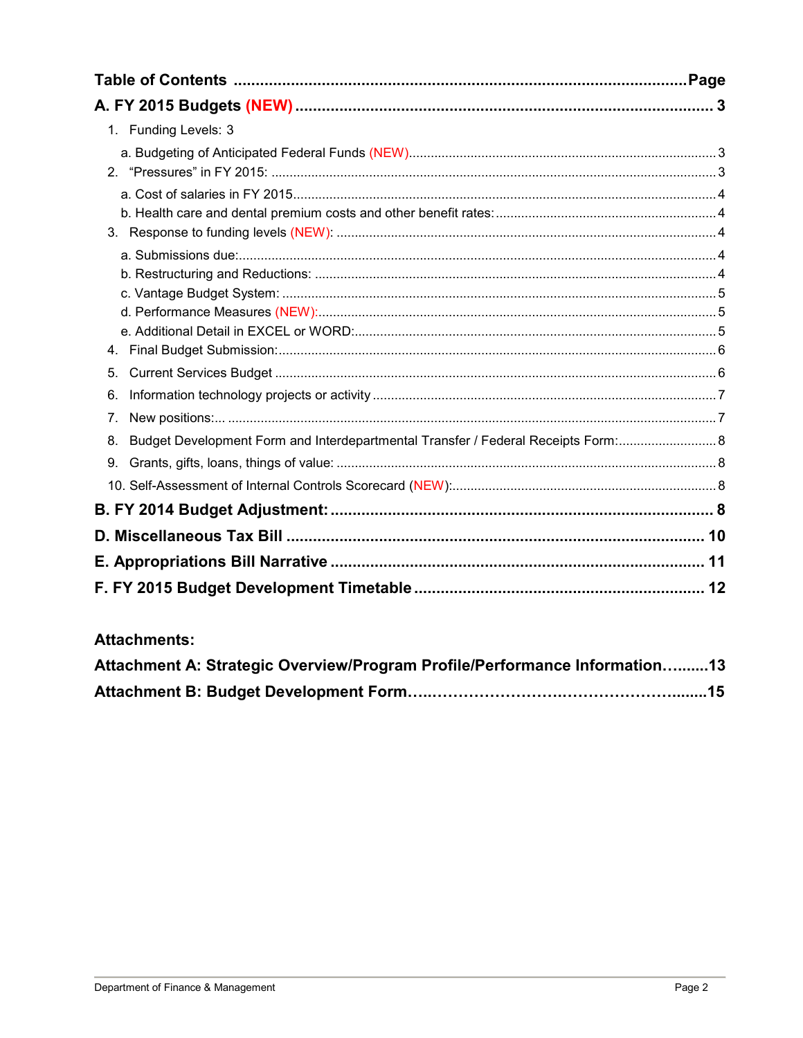**Table of Contents ....................................................................................................Page**

**A. FY 2015 Budgets (NEW) ............................................................................................ 3**

1. Funding Levels: 3

   a. Budgeting of Anticipated Federal Funds (NEW)....................................................................................3

2. "Pressures" in FY 2015: ..........................................................................................................................3

   a. Cost of salaries in FY 2015....................................................................................................................4

   b. Health care and dental premium costs and other benefit rates: ............................................................4

3. Response to funding levels (NEW): ........................................................................................................4

   a. Submissions due:...................................................................................................................................4

   b. Restructuring and Reductions: ..............................................................................................................4

   c. Vantage Budget System: .......................................................................................................................5

   d. Performance Measures (NEW):.............................................................................................................5

   e. Additional Detail in EXCEL or WORD:...................................................................................................5

4. Final Budget Submission:........................................................................................................................6

5. Current Services Budget .........................................................................................................................6

6. Information technology projects or activity ..............................................................................................7

7. New positions:... ......................................................................................................................................7

8. Budget Development Form and Interdepartmental Transfer / Federal Receipts Form:...........................8

9. Grants, gifts, loans, things of value: ........................................................................................................8

10. Self-Assessment of Internal Controls Scorecard (NEW):........................................................................8

**B. FY 2014 Budget Adjustment: ........................................................................................ 8**

**D. Miscellaneous Tax Bill ............................................................................................... 10**

**E. Appropriations Bill Narrative ..................................................................................... 11**

**F. FY 2015 Budget Development Timetable .................................................................. 12**

**Attachments:**

**Attachment A: Strategic Overview/Program Profile/Performance Information….........13**

**Attachment B: Budget Development Form….………………….……………………….......15**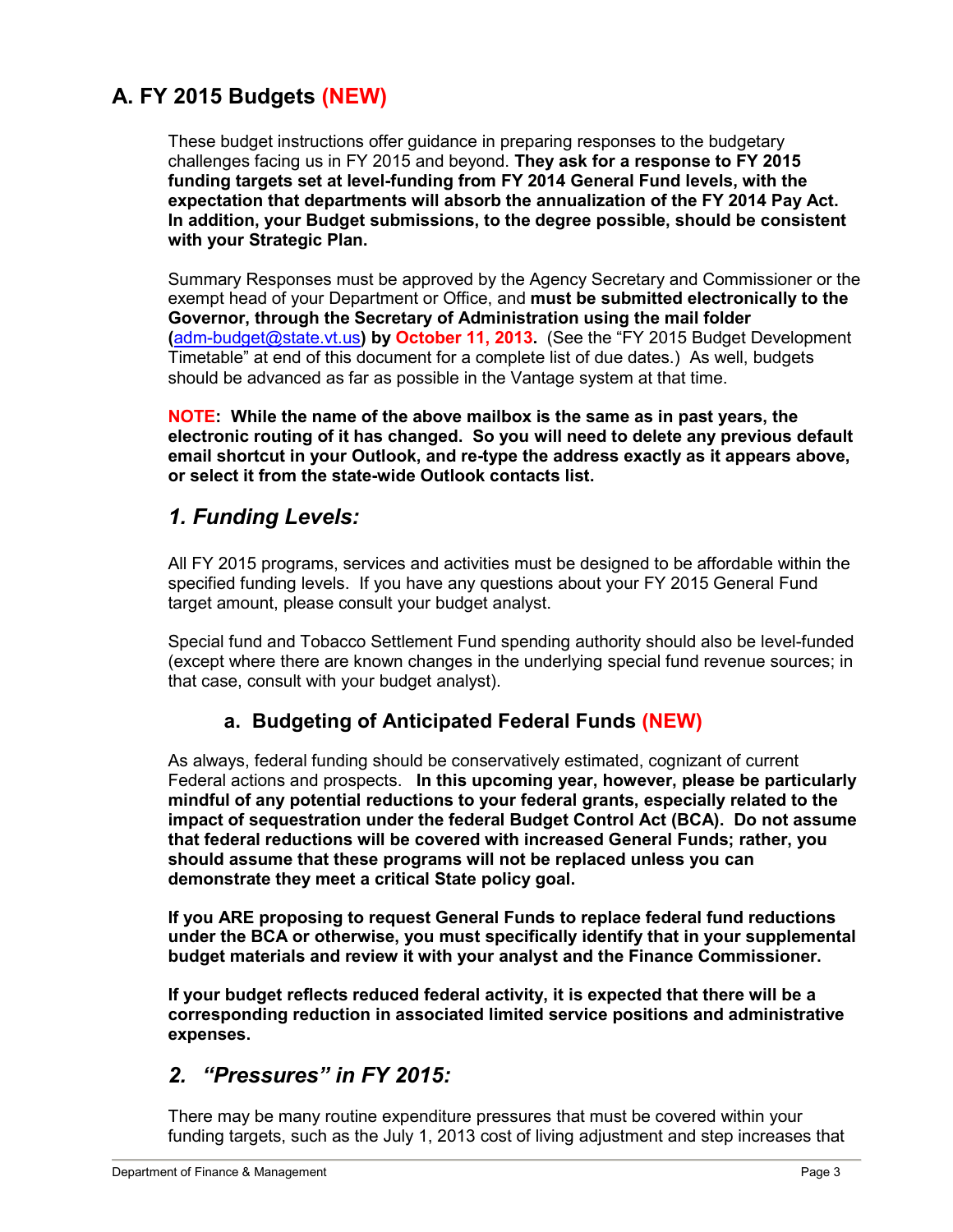## A. FY 2015 Budgets (NEW)

These budget instructions offer guidance in preparing responses to the budgetary challenges facing us in FY 2015 and beyond. **They ask for a response to FY 2015 funding targets set at level-funding from FY 2014 General Fund levels, with the expectation that departments will absorb the annualization of the FY 2014 Pay Act. In addition, your Budget submissions, to the degree possible, should be consistent with your Strategic Plan.**

Summary Responses must be approved by the Agency Secretary and Commissioner or the exempt head of your Department or Office, and **must be submitted electronically to the Governor, through the Secretary of Administration using the mail folder (adm-budget@state.vt.us) by October 11, 2013.** (See the "FY 2015 Budget Development Timetable" at end of this document for a complete list of due dates.) As well, budgets should be advanced as far as possible in the Vantage system at that time.

**NOTE: While the name of the above mailbox is the same as in past years, the electronic routing of it has changed. So you will need to delete any previous default email shortcut in your Outlook, and re-type the address exactly as it appears above, or select it from the state-wide Outlook contacts list.**

### *1. Funding Levels:*

All FY 2015 programs, services and activities must be designed to be affordable within the specified funding levels. If you have any questions about your FY 2015 General Fund target amount, please consult your budget analyst.

Special fund and Tobacco Settlement Fund spending authority should also be level-funded (except where there are known changes in the underlying special fund revenue sources; in that case, consult with your budget analyst).

#### a. Budgeting of Anticipated Federal Funds (NEW)

As always, federal funding should be conservatively estimated, cognizant of current Federal actions and prospects. **In this upcoming year, however, please be particularly mindful of any potential reductions to your federal grants, especially related to the impact of sequestration under the federal Budget Control Act (BCA). Do not assume that federal reductions will be covered with increased General Funds; rather, you should assume that these programs will not be replaced unless you can demonstrate they meet a critical State policy goal.**

**If you ARE proposing to request General Funds to replace federal fund reductions under the BCA or otherwise, you must specifically identify that in your supplemental budget materials and review it with your analyst and the Finance Commissioner.**

**If your budget reflects reduced federal activity, it is expected that there will be a corresponding reduction in associated limited service positions and administrative expenses.**

### *2. "Pressures" in FY 2015:*

There may be many routine expenditure pressures that must be covered within your funding targets, such as the July 1, 2013 cost of living adjustment and step increases that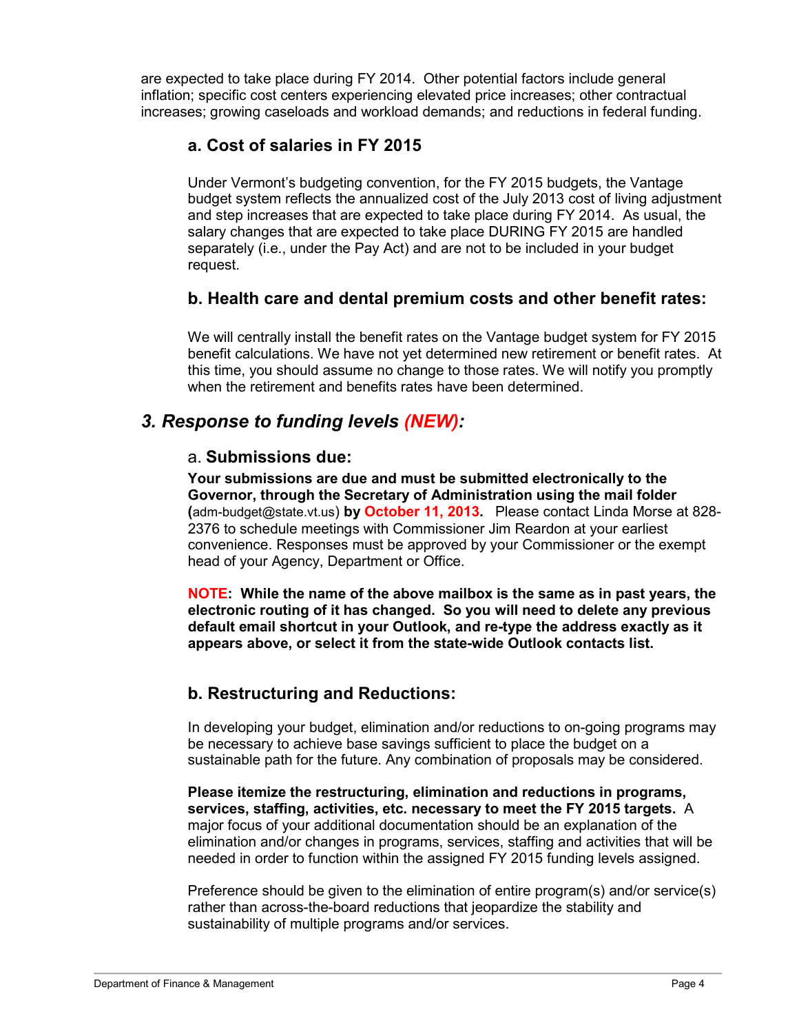are expected to take place during FY 2014. Other potential factors include general inflation; specific cost centers experiencing elevated price increases; other contractual increases; growing caseloads and workload demands; and reductions in federal funding.

### a. Cost of salaries in FY 2015

Under Vermont's budgeting convention, for the FY 2015 budgets, the Vantage budget system reflects the annualized cost of the July 2013 cost of living adjustment and step increases that are expected to take place during FY 2014. As usual, the salary changes that are expected to take place DURING FY 2015 are handled separately (i.e., under the Pay Act) and are not to be included in your budget request.

### b. Health care and dental premium costs and other benefit rates:

We will centrally install the benefit rates on the Vantage budget system for FY 2015 benefit calculations. We have not yet determined new retirement or benefit rates. At this time, you should assume no change to those rates. We will notify you promptly when the retirement and benefits rates have been determined.

## *3. Response to funding levels (NEW):*

### a. **Submissions due:**

**Your submissions are due and must be submitted electronically to the Governor, through the Secretary of Administration using the mail folder (**adm-budget@state.vt.us) **by October 11, 2013.** Please contact Linda Morse at 828-2376 to schedule meetings with Commissioner Jim Reardon at your earliest convenience. Responses must be approved by your Commissioner or the exempt head of your Agency, Department or Office.

**NOTE: While the name of the above mailbox is the same as in past years, the electronic routing of it has changed. So you will need to delete any previous default email shortcut in your Outlook, and re-type the address exactly as it appears above, or select it from the state-wide Outlook contacts list.**

### b. Restructuring and Reductions:

In developing your budget, elimination and/or reductions to on-going programs may be necessary to achieve base savings sufficient to place the budget on a sustainable path for the future. Any combination of proposals may be considered.

**Please itemize the restructuring, elimination and reductions in programs, services, staffing, activities, etc. necessary to meet the FY 2015 targets.** A major focus of your additional documentation should be an explanation of the elimination and/or changes in programs, services, staffing and activities that will be needed in order to function within the assigned FY 2015 funding levels assigned.

Preference should be given to the elimination of entire program(s) and/or service(s) rather than across-the-board reductions that jeopardize the stability and sustainability of multiple programs and/or services.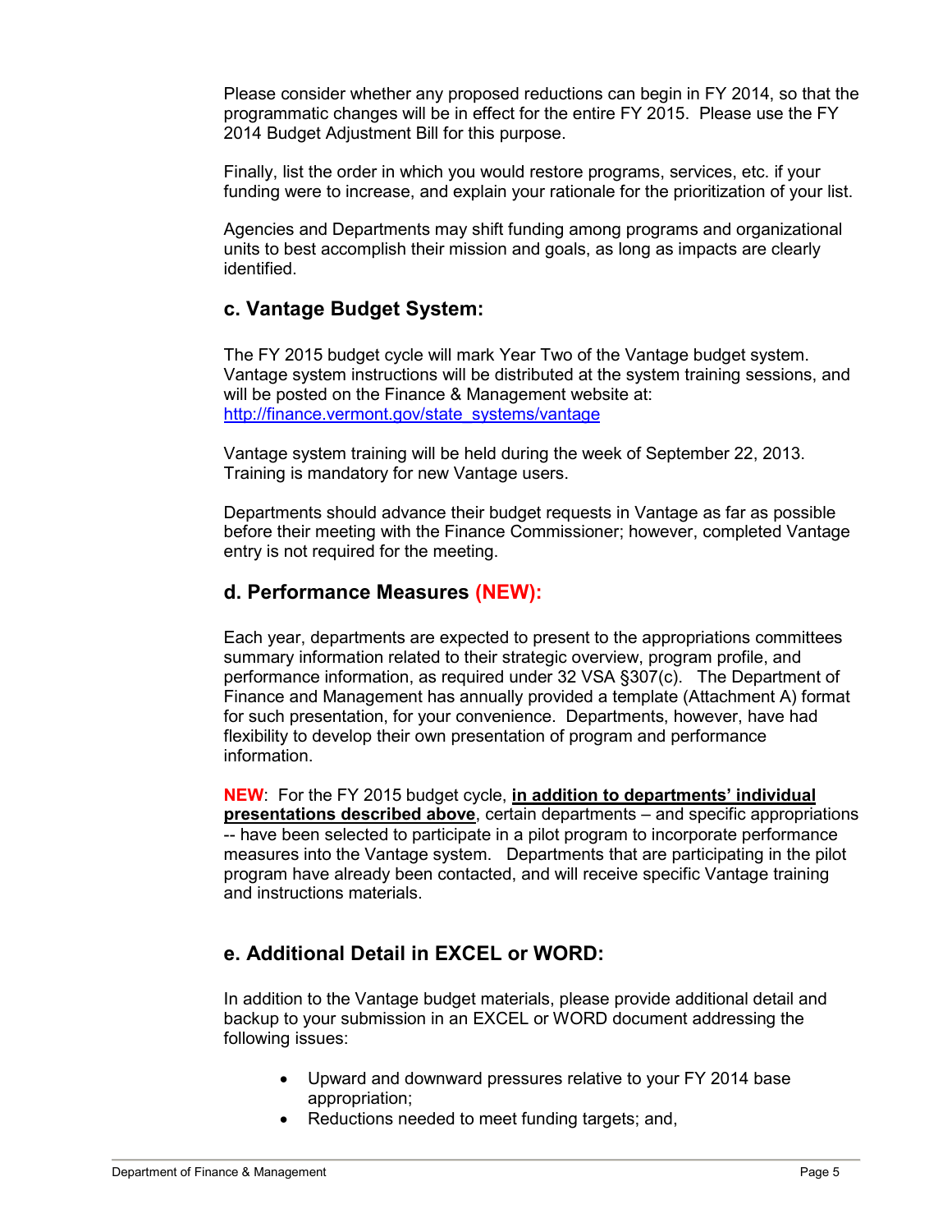Please consider whether any proposed reductions can begin in FY 2014, so that the programmatic changes will be in effect for the entire FY 2015. Please use the FY 2014 Budget Adjustment Bill for this purpose.

Finally, list the order in which you would restore programs, services, etc. if your funding were to increase, and explain your rationale for the prioritization of your list.

Agencies and Departments may shift funding among programs and organizational units to best accomplish their mission and goals, as long as impacts are clearly identified.

## c. Vantage Budget System:

The FY 2015 budget cycle will mark Year Two of the Vantage budget system. Vantage system instructions will be distributed at the system training sessions, and will be posted on the Finance & Management website at: [http://finance.vermont.gov/state_systems/vantage](http://finance.vermont.gov/state_systems/vantage)

Vantage system training will be held during the week of September 22, 2013. Training is mandatory for new Vantage users.

Departments should advance their budget requests in Vantage as far as possible before their meeting with the Finance Commissioner; however, completed Vantage entry is not required for the meeting.

## d. Performance Measures (NEW):

Each year, departments are expected to present to the appropriations committees summary information related to their strategic overview, program profile, and performance information, as required under 32 VSA §307(c). The Department of Finance and Management has annually provided a template (Attachment A) format for such presentation, for your convenience. Departments, however, have had flexibility to develop their own presentation of program and performance information.

**NEW**: For the FY 2015 budget cycle, **in addition to departments' individual presentations described above**, certain departments – and specific appropriations -- have been selected to participate in a pilot program to incorporate performance measures into the Vantage system. Departments that are participating in the pilot program have already been contacted, and will receive specific Vantage training and instructions materials.

## e. Additional Detail in EXCEL or WORD:

In addition to the Vantage budget materials, please provide additional detail and backup to your submission in an EXCEL or WORD document addressing the following issues:

- Upward and downward pressures relative to your FY 2014 base appropriation;
- Reductions needed to meet funding targets; and,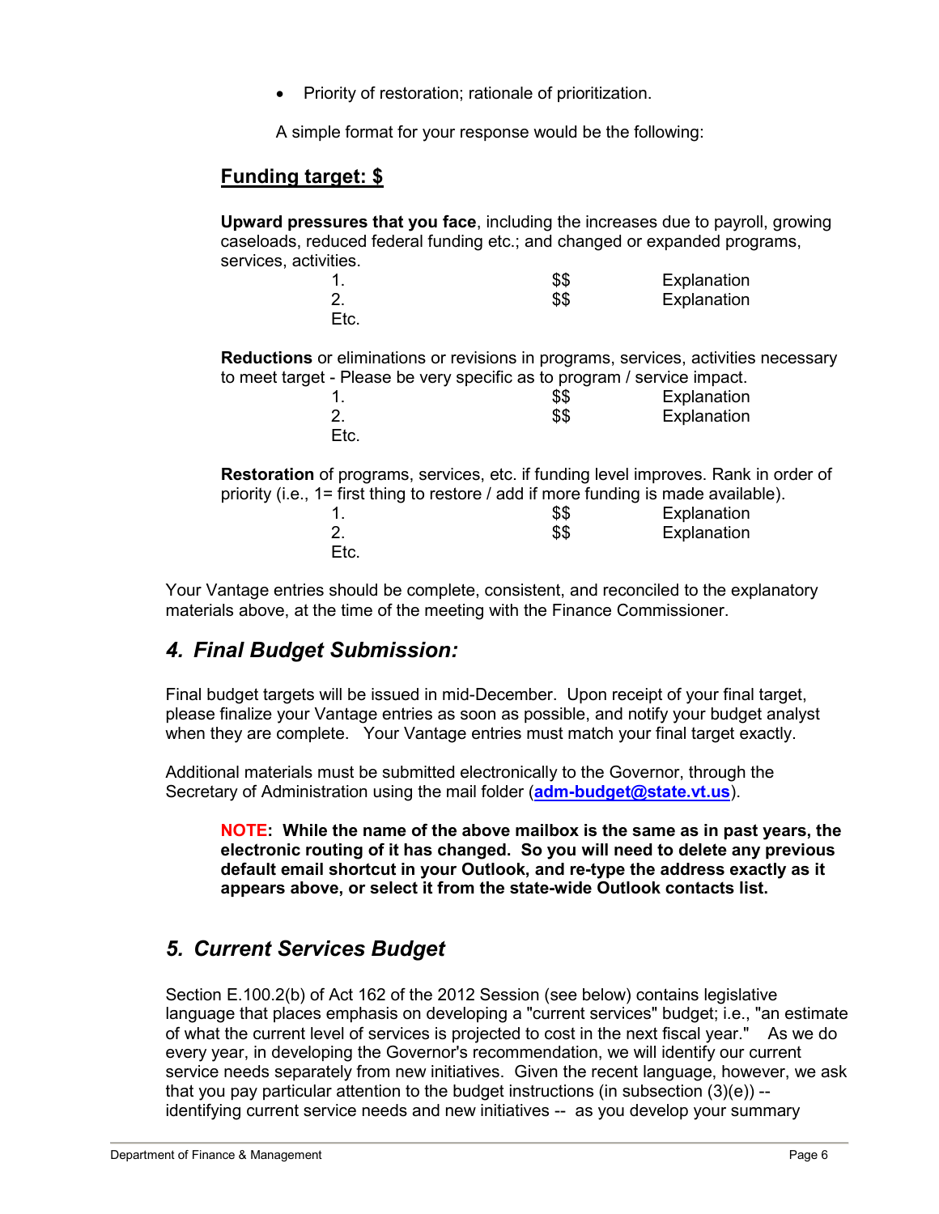- Priority of restoration; rationale of prioritization.

A simple format for your response would be the following:

**Funding target: $**

**Upward pressures that you face**, including the increases due to payroll, growing caseloads, reduced federal funding etc.; and changed or expanded programs, services, activities.

| | | |
|---|---|---|
| 1. | $$ | Explanation |
| 2. | $$ | Explanation |
| Etc. | | |

**Reductions** or eliminations or revisions in programs, services, activities necessary to meet target - Please be very specific as to program / service impact.

| | | |
|---|---|---|
| 1. | $$ | Explanation |
| 2. | $$ | Explanation |
| Etc. | | |

**Restoration** of programs, services, etc. if funding level improves. Rank in order of priority (i.e., 1= first thing to restore / add if more funding is made available).

| | | |
|---|---|---|
| 1. | $$ | Explanation |
| 2. | $$ | Explanation |
| Etc. | | |

Your Vantage entries should be complete, consistent, and reconciled to the explanatory materials above, at the time of the meeting with the Finance Commissioner.

## *4. Final Budget Submission:*

Final budget targets will be issued in mid-December. Upon receipt of your final target, please finalize your Vantage entries as soon as possible, and notify your budget analyst when they are complete. Your Vantage entries must match your final target exactly.

Additional materials must be submitted electronically to the Governor, through the Secretary of Administration using the mail folder (**adm-budget@state.vt.us**).

> **NOTE: While the name of the above mailbox is the same as in past years, the electronic routing of it has changed. So you will need to delete any previous default email shortcut in your Outlook, and re-type the address exactly as it appears above, or select it from the state-wide Outlook contacts list.**

## *5. Current Services Budget*

Section E.100.2(b) of Act 162 of the 2012 Session (see below) contains legislative language that places emphasis on developing a "current services" budget; i.e., "an estimate of what the current level of services is projected to cost in the next fiscal year." As we do every year, in developing the Governor's recommendation, we will identify our current service needs separately from new initiatives. Given the recent language, however, we ask that you pay particular attention to the budget instructions (in subsection (3)(e)) -- identifying current service needs and new initiatives -- as you develop your summary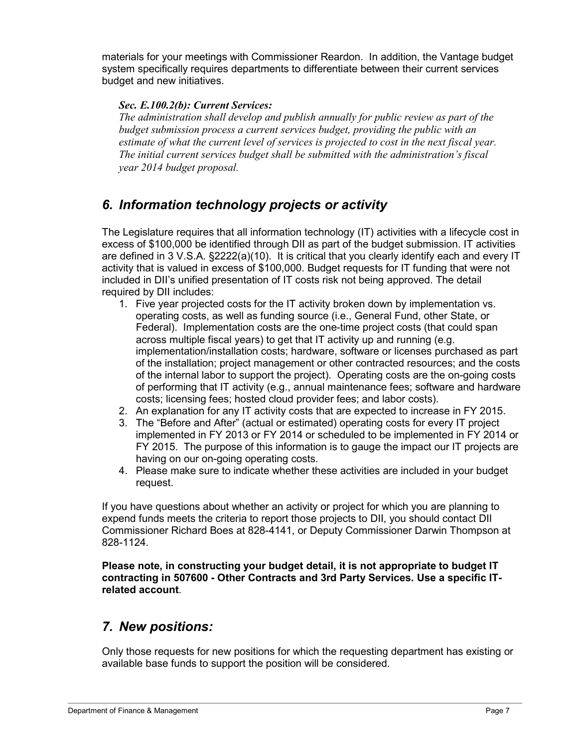materials for your meetings with Commissioner Reardon. In addition, the Vantage budget system specifically requires departments to differentiate between their current services budget and new initiatives.

> ***Sec. E.100.2(b): Current Services:***
> *The administration shall develop and publish annually for public review as part of the budget submission process a current services budget, providing the public with an estimate of what the current level of services is projected to cost in the next fiscal year. The initial current services budget shall be submitted with the administration's fiscal year 2014 budget proposal.*

## *6. Information technology projects or activity*

The Legislature requires that all information technology (IT) activities with a lifecycle cost in excess of $100,000 be identified through DII as part of the budget submission. IT activities are defined in 3 V.S.A. §2222(a)(10). It is critical that you clearly identify each and every IT activity that is valued in excess of $100,000. Budget requests for IT funding that were not included in DII's unified presentation of IT costs risk not being approved. The detail required by DII includes:

1. Five year projected costs for the IT activity broken down by implementation vs. operating costs, as well as funding source (i.e., General Fund, other State, or Federal). Implementation costs are the one-time project costs (that could span across multiple fiscal years) to get that IT activity up and running (e.g. implementation/installation costs; hardware, software or licenses purchased as part of the installation; project management or other contracted resources; and the costs of the internal labor to support the project). Operating costs are the on-going costs of performing that IT activity (e.g., annual maintenance fees; software and hardware costs; licensing fees; hosted cloud provider fees; and labor costs).
2. An explanation for any IT activity costs that are expected to increase in FY 2015.
3. The "Before and After" (actual or estimated) operating costs for every IT project implemented in FY 2013 or FY 2014 or scheduled to be implemented in FY 2014 or FY 2015. The purpose of this information is to gauge the impact our IT projects are having on our on-going operating costs.
4. Please make sure to indicate whether these activities are included in your budget request.

If you have questions about whether an activity or project for which you are planning to expend funds meets the criteria to report those projects to DII, you should contact DII Commissioner Richard Boes at 828-4141, or Deputy Commissioner Darwin Thompson at 828-1124.

**Please note, in constructing your budget detail, it is not appropriate to budget IT contracting in 507600 - Other Contracts and 3rd Party Services. Use a specific IT-related account**.

## *7. New positions:*

Only those requests for new positions for which the requesting department has existing or available base funds to support the position will be considered.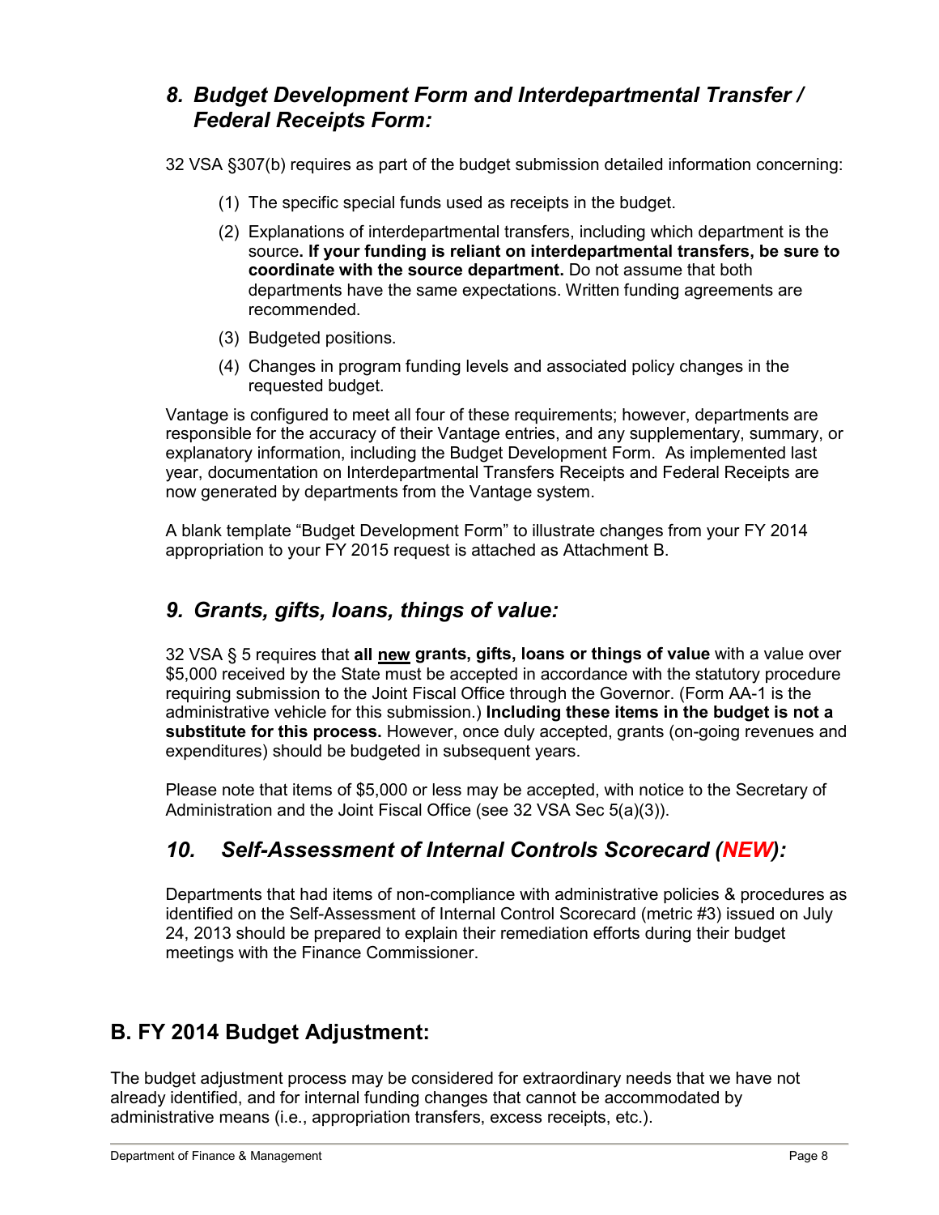### *8. Budget Development Form and Interdepartmental Transfer / Federal Receipts Form:*

32 VSA §307(b) requires as part of the budget submission detailed information concerning:

(1) The specific special funds used as receipts in the budget.

(2) Explanations of interdepartmental transfers, including which department is the source**. If your funding is reliant on interdepartmental transfers, be sure to coordinate with the source department.** Do not assume that both departments have the same expectations. Written funding agreements are recommended.

(3) Budgeted positions.

(4) Changes in program funding levels and associated policy changes in the requested budget.

Vantage is configured to meet all four of these requirements; however, departments are responsible for the accuracy of their Vantage entries, and any supplementary, summary, or explanatory information, including the Budget Development Form. As implemented last year, documentation on Interdepartmental Transfers Receipts and Federal Receipts are now generated by departments from the Vantage system.

A blank template "Budget Development Form" to illustrate changes from your FY 2014 appropriation to your FY 2015 request is attached as Attachment B.

### *9. Grants, gifts, loans, things of value:*

32 VSA § 5 requires that **all <u>new</u> grants, gifts, loans or things of value** with a value over $5,000 received by the State must be accepted in accordance with the statutory procedure requiring submission to the Joint Fiscal Office through the Governor. (Form AA-1 is the administrative vehicle for this submission.) **Including these items in the budget is not a substitute for this process.** However, once duly accepted, grants (on-going revenues and expenditures) should be budgeted in subsequent years.

Please note that items of $5,000 or less may be accepted, with notice to the Secretary of Administration and the Joint Fiscal Office (see 32 VSA Sec 5(a)(3)).

### *10. Self-Assessment of Internal Controls Scorecard (NEW):*

Departments that had items of non-compliance with administrative policies & procedures as identified on the Self-Assessment of Internal Control Scorecard (metric #3) issued on July 24, 2013 should be prepared to explain their remediation efforts during their budget meetings with the Finance Commissioner.

## B. FY 2014 Budget Adjustment:

The budget adjustment process may be considered for extraordinary needs that we have not already identified, and for internal funding changes that cannot be accommodated by administrative means (i.e., appropriation transfers, excess receipts, etc.).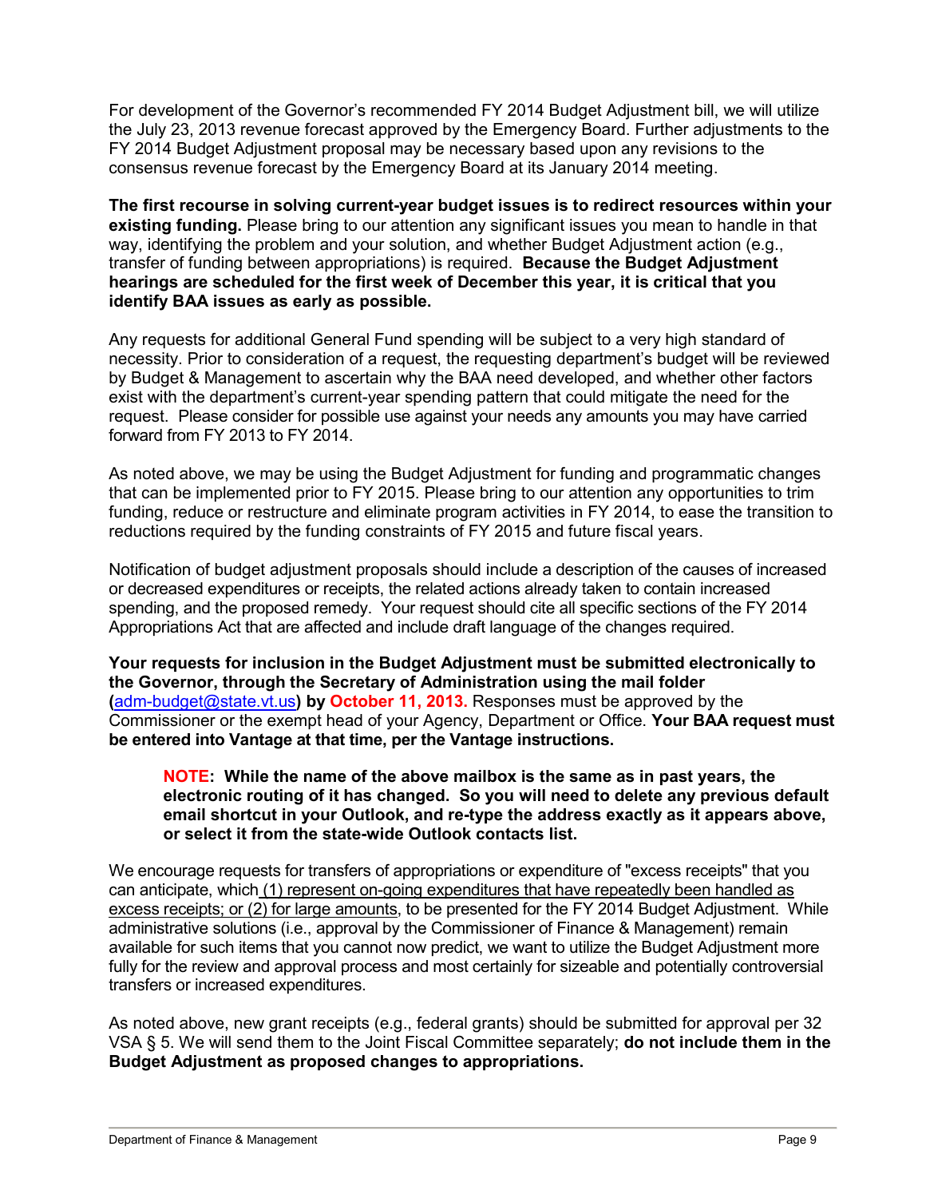For development of the Governor's recommended FY 2014 Budget Adjustment bill, we will utilize the July 23, 2013 revenue forecast approved by the Emergency Board. Further adjustments to the FY 2014 Budget Adjustment proposal may be necessary based upon any revisions to the consensus revenue forecast by the Emergency Board at its January 2014 meeting.

**The first recourse in solving current-year budget issues is to redirect resources within your existing funding.** Please bring to our attention any significant issues you mean to handle in that way, identifying the problem and your solution, and whether Budget Adjustment action (e.g., transfer of funding between appropriations) is required. **Because the Budget Adjustment hearings are scheduled for the first week of December this year, it is critical that you identify BAA issues as early as possible.**

Any requests for additional General Fund spending will be subject to a very high standard of necessity. Prior to consideration of a request, the requesting department's budget will be reviewed by Budget & Management to ascertain why the BAA need developed, and whether other factors exist with the department's current-year spending pattern that could mitigate the need for the request. Please consider for possible use against your needs any amounts you may have carried forward from FY 2013 to FY 2014.

As noted above, we may be using the Budget Adjustment for funding and programmatic changes that can be implemented prior to FY 2015. Please bring to our attention any opportunities to trim funding, reduce or restructure and eliminate program activities in FY 2014, to ease the transition to reductions required by the funding constraints of FY 2015 and future fiscal years.

Notification of budget adjustment proposals should include a description of the causes of increased or decreased expenditures or receipts, the related actions already taken to contain increased spending, and the proposed remedy. Your request should cite all specific sections of the FY 2014 Appropriations Act that are affected and include draft language of the changes required.

**Your requests for inclusion in the Budget Adjustment must be submitted electronically to the Governor, through the Secretary of Administration using the mail folder (**adm-budget@state.vt.us**) by October 11, 2013.** Responses must be approved by the Commissioner or the exempt head of your Agency, Department or Office. **Your BAA request must be entered into Vantage at that time, per the Vantage instructions.**

> **NOTE: While the name of the above mailbox is the same as in past years, the electronic routing of it has changed. So you will need to delete any previous default email shortcut in your Outlook, and re-type the address exactly as it appears above, or select it from the state-wide Outlook contacts list.**

We encourage requests for transfers of appropriations or expenditure of "excess receipts" that you can anticipate, which (1) represent on-going expenditures that have repeatedly been handled as excess receipts; or (2) for large amounts, to be presented for the FY 2014 Budget Adjustment. While administrative solutions (i.e., approval by the Commissioner of Finance & Management) remain available for such items that you cannot now predict, we want to utilize the Budget Adjustment more fully for the review and approval process and most certainly for sizeable and potentially controversial transfers or increased expenditures.

As noted above, new grant receipts (e.g., federal grants) should be submitted for approval per 32 VSA § 5. We will send them to the Joint Fiscal Committee separately; **do not include them in the Budget Adjustment as proposed changes to appropriations.**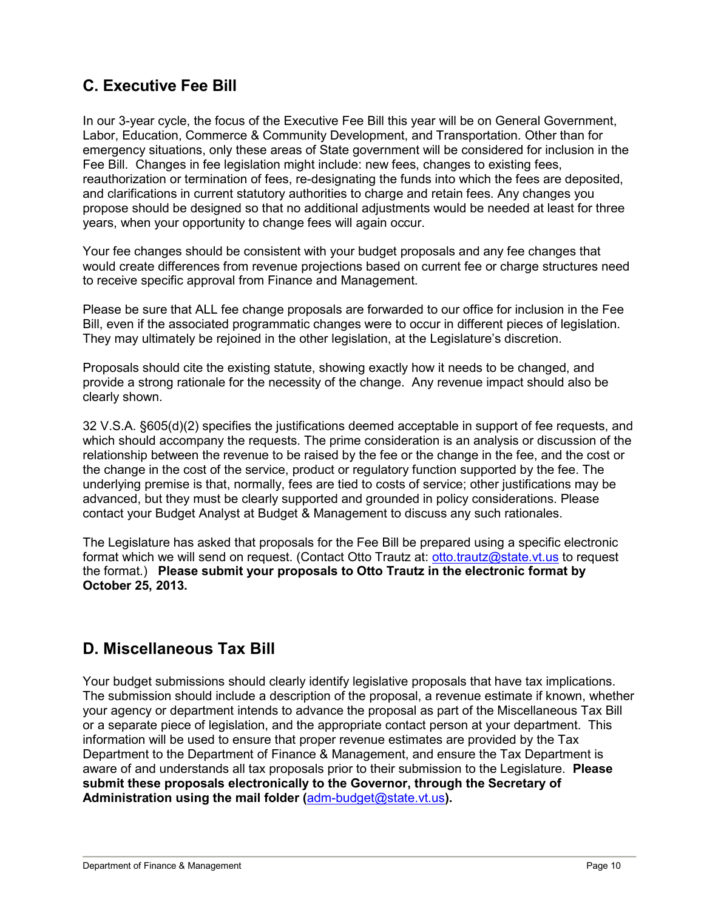## C. Executive Fee Bill

In our 3-year cycle, the focus of the Executive Fee Bill this year will be on General Government, Labor, Education, Commerce & Community Development, and Transportation. Other than for emergency situations, only these areas of State government will be considered for inclusion in the Fee Bill. Changes in fee legislation might include: new fees, changes to existing fees, reauthorization or termination of fees, re-designating the funds into which the fees are deposited, and clarifications in current statutory authorities to charge and retain fees. Any changes you propose should be designed so that no additional adjustments would be needed at least for three years, when your opportunity to change fees will again occur.

Your fee changes should be consistent with your budget proposals and any fee changes that would create differences from revenue projections based on current fee or charge structures need to receive specific approval from Finance and Management.

Please be sure that ALL fee change proposals are forwarded to our office for inclusion in the Fee Bill, even if the associated programmatic changes were to occur in different pieces of legislation. They may ultimately be rejoined in the other legislation, at the Legislature's discretion.

Proposals should cite the existing statute, showing exactly how it needs to be changed, and provide a strong rationale for the necessity of the change. Any revenue impact should also be clearly shown.

32 V.S.A. §605(d)(2) specifies the justifications deemed acceptable in support of fee requests, and which should accompany the requests. The prime consideration is an analysis or discussion of the relationship between the revenue to be raised by the fee or the change in the fee, and the cost or the change in the cost of the service, product or regulatory function supported by the fee. The underlying premise is that, normally, fees are tied to costs of service; other justifications may be advanced, but they must be clearly supported and grounded in policy considerations. Please contact your Budget Analyst at Budget & Management to discuss any such rationales.

The Legislature has asked that proposals for the Fee Bill be prepared using a specific electronic format which we will send on request. (Contact Otto Trautz at: otto.trautz@state.vt.us to request the format.) **Please submit your proposals to Otto Trautz in the electronic format by October 25, 2013.**

## D. Miscellaneous Tax Bill

Your budget submissions should clearly identify legislative proposals that have tax implications. The submission should include a description of the proposal, a revenue estimate if known, whether your agency or department intends to advance the proposal as part of the Miscellaneous Tax Bill or a separate piece of legislation, and the appropriate contact person at your department. This information will be used to ensure that proper revenue estimates are provided by the Tax Department to the Department of Finance & Management, and ensure the Tax Department is aware of and understands all tax proposals prior to their submission to the Legislature. **Please submit these proposals electronically to the Governor, through the Secretary of Administration using the mail folder (adm-budget@state.vt.us).**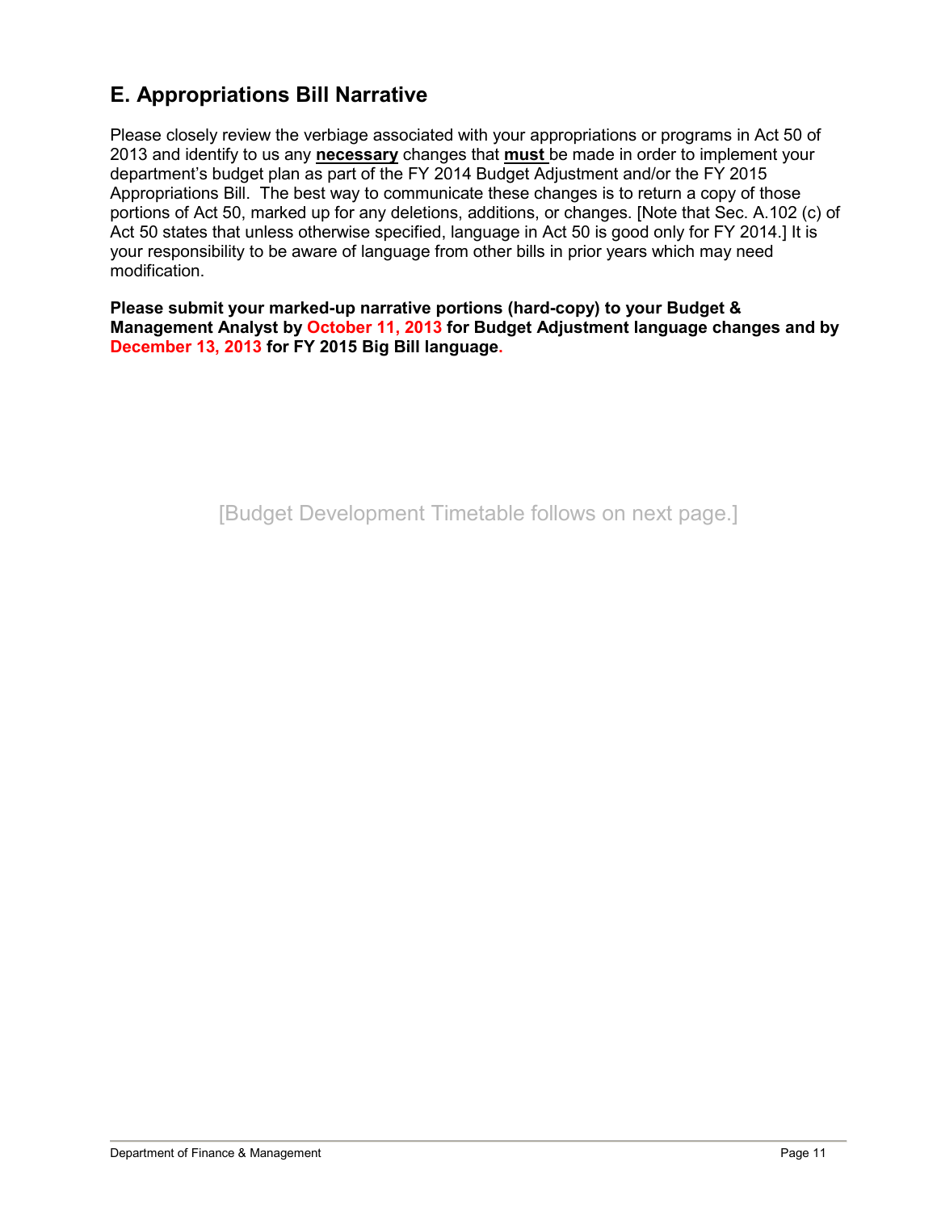## E. Appropriations Bill Narrative

Please closely review the verbiage associated with your appropriations or programs in Act 50 of 2013 and identify to us any **necessary** changes that **must** be made in order to implement your department's budget plan as part of the FY 2014 Budget Adjustment and/or the FY 2015 Appropriations Bill. The best way to communicate these changes is to return a copy of those portions of Act 50, marked up for any deletions, additions, or changes. [Note that Sec. A.102 (c) of Act 50 states that unless otherwise specified, language in Act 50 is good only for FY 2014.] It is your responsibility to be aware of language from other bills in prior years which may need modification.

**Please submit your marked-up narrative portions (hard-copy) to your Budget & Management Analyst by October 11, 2013 for Budget Adjustment language changes and by December 13, 2013 for FY 2015 Big Bill language.**

[Budget Development Timetable follows on next page.]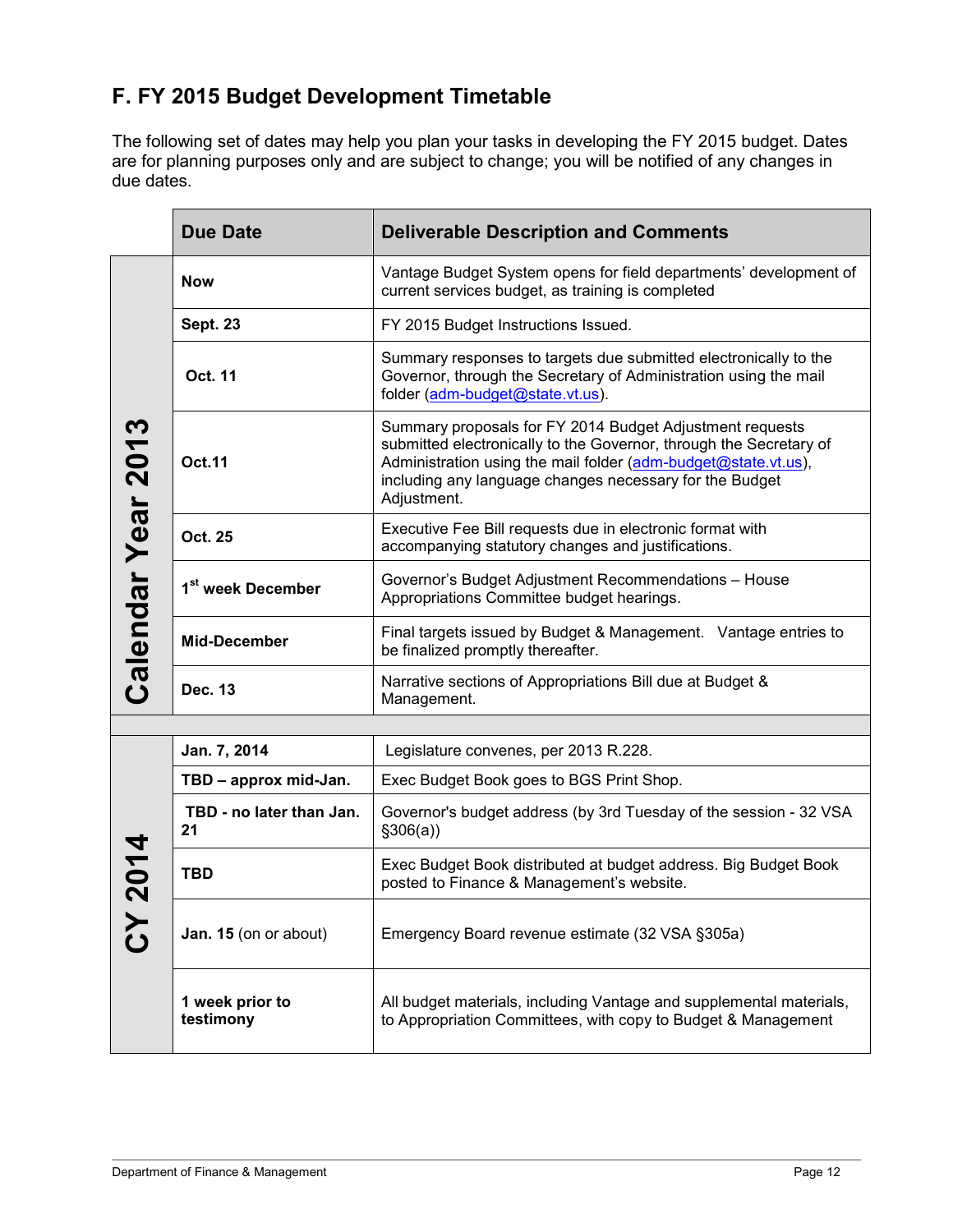## F. FY 2015 Budget Development Timetable

The following set of dates may help you plan your tasks in developing the FY 2015 budget. Dates are for planning purposes only and are subject to change; you will be notified of any changes in due dates.

| | Due Date | Deliverable Description and Comments |
|---|---|---|
| Calendar Year 2013 | **Now** | Vantage Budget System opens for field departments' development of current services budget, as training is completed |
| | **Sept. 23** | FY 2015 Budget Instructions Issued. |
| | **Oct. 11** | Summary responses to targets due submitted electronically to the Governor, through the Secretary of Administration using the mail folder (adm-budget@state.vt.us). |
| | **Oct.11** | Summary proposals for FY 2014 Budget Adjustment requests submitted electronically to the Governor, through the Secretary of Administration using the mail folder (adm-budget@state.vt.us), including any language changes necessary for the Budget Adjustment. |
| | **Oct. 25** | Executive Fee Bill requests due in electronic format with accompanying statutory changes and justifications. |
| | **1st week December** | Governor's Budget Adjustment Recommendations – House Appropriations Committee budget hearings. |
| | **Mid-December** | Final targets issued by Budget & Management. Vantage entries to be finalized promptly thereafter. |
| | **Dec. 13** | Narrative sections of Appropriations Bill due at Budget & Management. |
| | | |
| CY 2014 | **Jan. 7, 2014** | Legislature convenes, per 2013 R.228. |
| | **TBD – approx mid-Jan.** | Exec Budget Book goes to BGS Print Shop. |
| | **TBD - no later than Jan. 21** | Governor's budget address (by 3rd Tuesday of the session - 32 VSA §306(a)) |
| | **TBD** | Exec Budget Book distributed at budget address. Big Budget Book posted to Finance & Management's website. |
| | **Jan. 15** (on or about) | Emergency Board revenue estimate (32 VSA §305a) |
| | **1 week prior to testimony** | All budget materials, including Vantage and supplemental materials, to Appropriation Committees, with copy to Budget & Management |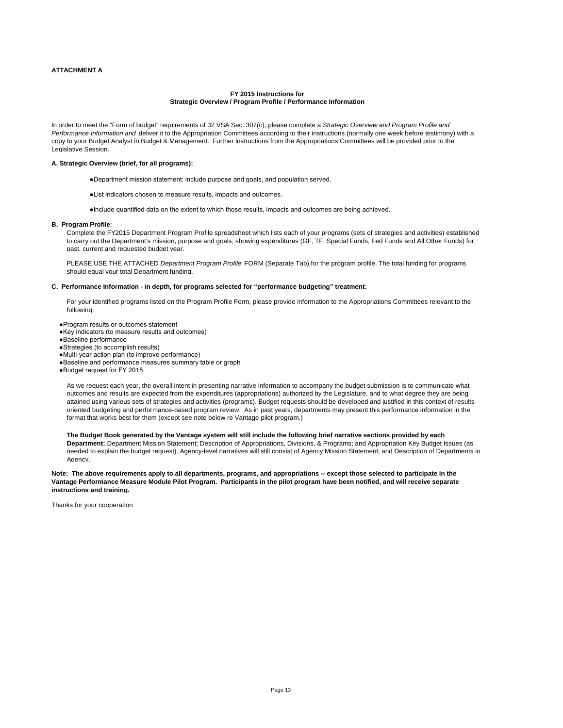**ATTACHMENT A**

**FY 2015 Instructions for**
**Strategic Overview / Program Profile / Performance Information**

In order to meet the "Form of budget" requirements of 32 VSA Sec. 307(c), please complete a *Strategic Overview and Program Profile and Performance Information and* deliver it to the Appropriation Committees according to their instructions (normally one week before testimony) with a copy to your Budget Analyst in Budget & Management. Further instructions from the Appropriations Committees will be provided prior to the Legislative Session.

**A. Strategic Overview (brief, for all programs):**

- Department mission statement: include purpose and goals, and population served.
- List indicators chosen to measure results, impacts and outcomes.
- Include quantified data on the extent to which those results, impacts and outcomes are being achieved.

**B. Program Profile**:

Complete the FY2015 Department Program Profile spreadsheet which lists each of your programs (sets of strategies and activities) established to carry out the Department's mission, purpose and goals; showing expenditures (GF, TF, Special Funds, Fed Funds and All Other Funds) for past, current and requested budget year.

PLEASE USE THE ATTACHED *Department Program Profile* FORM (Separate Tab) for the program profile. The total funding for programs should equal your total Department funding.

**C. Performance Information - in depth, for programs selected for "performance budgeting" treatment:**

For your identified programs listed on the Program Profile Form, please provide information to the Appropriations Committees relevant to the following:

- Program results or outcomes statement
- Key indicators (to measure results and outcomes)
- Baseline performance
- Strategies (to accomplish results)
- Multi-year action plan (to improve performance)
- Baseline and performance measures summary table or graph
- Budget request for FY 2015

As we request each year, the overall intent in presenting narrative information to accompany the budget submission is to communicate what outcomes and results are expected from the expenditures (appropriations) authorized by the Legislature, and to what degree they are being attained using various sets of strategies and activities (programs). Budget requests should be developed and justified in this context of results-oriented budgeting and performance-based program review. As in past years, departments may present this performance information in the format that works best for them (except see note below re Vantage pilot program.)

**The Budget Book generated by the Vantage system will still include the following brief narrative sections provided by each Department:** Department Mission Statement; Description of Appropriations, Divisions, & Programs; and Appropriation Key Budget Issues (as needed to explain the budget request). Agency-level narratives will still consist of Agency Mission Statement; and Description of Departments in Agency.

**Note: The above requirements apply to all departments, programs, and appropriations -- except those selected to participate in the Vantage Performance Measure Module Pilot Program. Participants in the pilot program have been notified, and will receive separate instructions and training.**

Thanks for your cooperation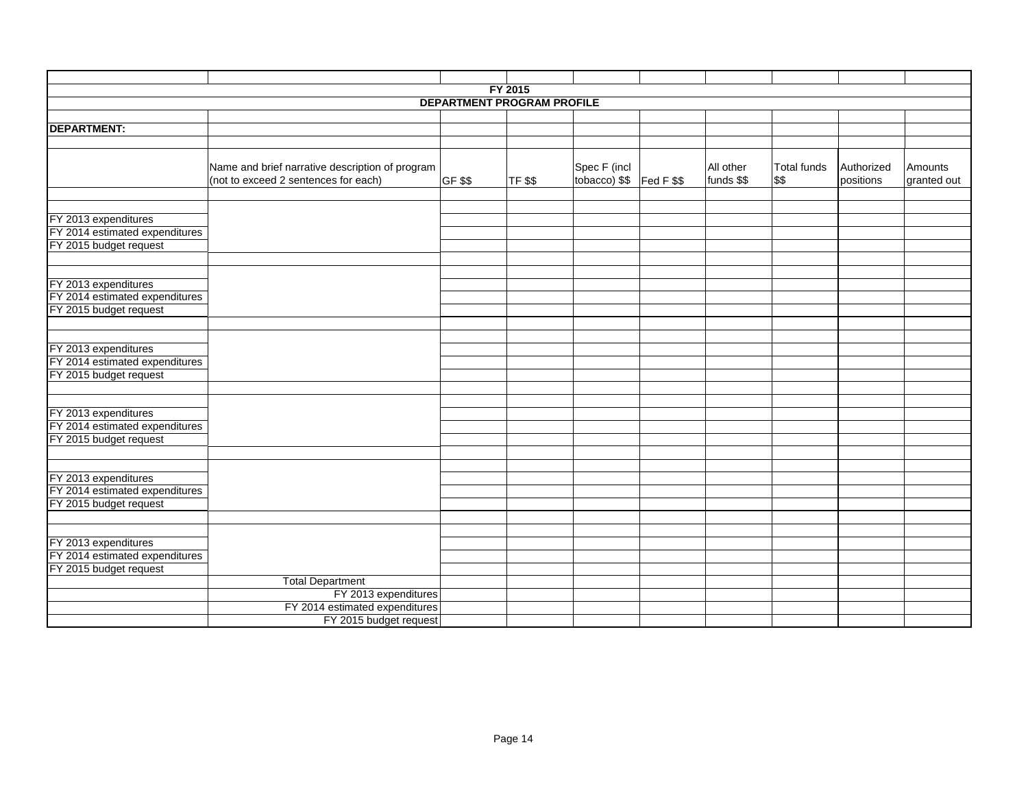**FY 2015**

**DEPARTMENT PROGRAM PROFILE**

**DEPARTMENT:**

| | Name and brief narrative description of program (not to exceed 2 sentences for each) | GF $$ | TF $$ | Spec F (incl tobacco) $$ | Fed F $$ | All other funds $$ | Total funds $$ | Authorized positions | Amounts granted out |
|---|---|---|---|---|---|---|---|---|---|
| | | | | | | | | | |
| | | | | | | | | | |
| FY 2013 expenditures | | | | | | | | | |
| FY 2014 estimated expenditures | | | | | | | | | |
| FY 2015 budget request | | | | | | | | | |
| | | | | | | | | | |
| | | | | | | | | | |
| FY 2013 expenditures | | | | | | | | | |
| FY 2014 estimated expenditures | | | | | | | | | |
| FY 2015 budget request | | | | | | | | | |
| | | | | | | | | | |
| | | | | | | | | | |
| FY 2013 expenditures | | | | | | | | | |
| FY 2014 estimated expenditures | | | | | | | | | |
| FY 2015 budget request | | | | | | | | | |
| | | | | | | | | | |
| | | | | | | | | | |
| FY 2013 expenditures | | | | | | | | | |
| FY 2014 estimated expenditures | | | | | | | | | |
| FY 2015 budget request | | | | | | | | | |
| | | | | | | | | | |
| | | | | | | | | | |
| FY 2013 expenditures | | | | | | | | | |
| FY 2014 estimated expenditures | | | | | | | | | |
| FY 2015 budget request | | | | | | | | | |
| | | | | | | | | | |
| | | | | | | | | | |
| FY 2013 expenditures | | | | | | | | | |
| FY 2014 estimated expenditures | | | | | | | | | |
| FY 2015 budget request | | | | | | | | | |
| | Total Department | | | | | | | | |
| | FY 2013 expenditures | | | | | | | | |
| | FY 2014 estimated expenditures | | | | | | | | |
| | FY 2015 budget request | | | | | | | | |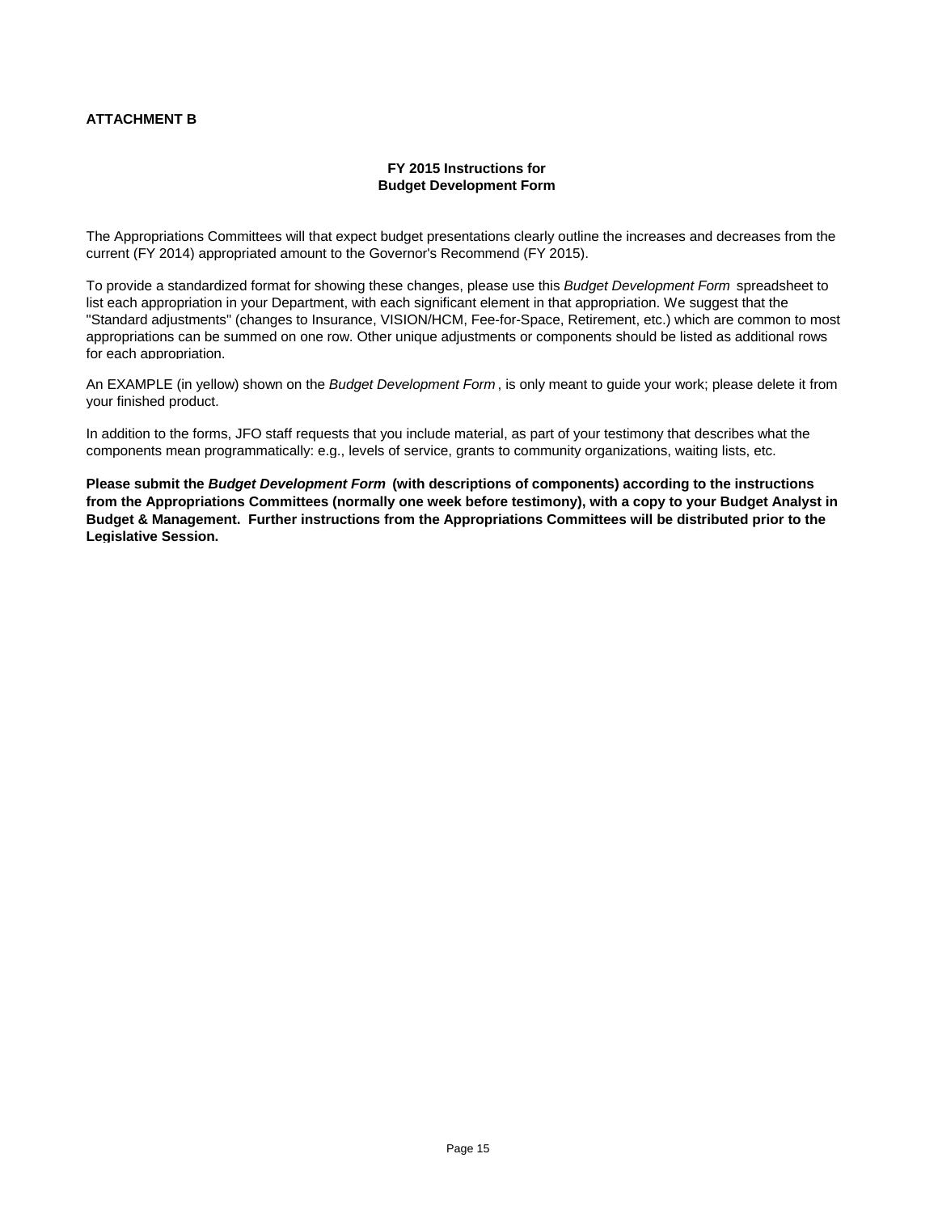**ATTACHMENT B**

**FY 2015 Instructions for**
**Budget Development Form**

The Appropriations Committees will that expect budget presentations clearly outline the increases and decreases from the current (FY 2014) appropriated amount to the Governor's Recommend (FY 2015).

To provide a standardized format for showing these changes, please use this *Budget Development Form* spreadsheet to list each appropriation in your Department, with each significant element in that appropriation. We suggest that the "Standard adjustments" (changes to Insurance, VISION/HCM, Fee-for-Space, Retirement, etc.) which are common to most appropriations can be summed on one row. Other unique adjustments or components should be listed as additional rows for each appropriation.

An EXAMPLE (in yellow) shown on the *Budget Development Form* , is only meant to guide your work; please delete it from your finished product.

In addition to the forms, JFO staff requests that you include material, as part of your testimony that describes what the components mean programmatically: e.g., levels of service, grants to community organizations, waiting lists, etc.

**Please submit the *Budget Development Form* (with descriptions of components) according to the instructions from the Appropriations Committees (normally one week before testimony), with a copy to your Budget Analyst in Budget & Management. Further instructions from the Appropriations Committees will be distributed prior to the Legislative Session.**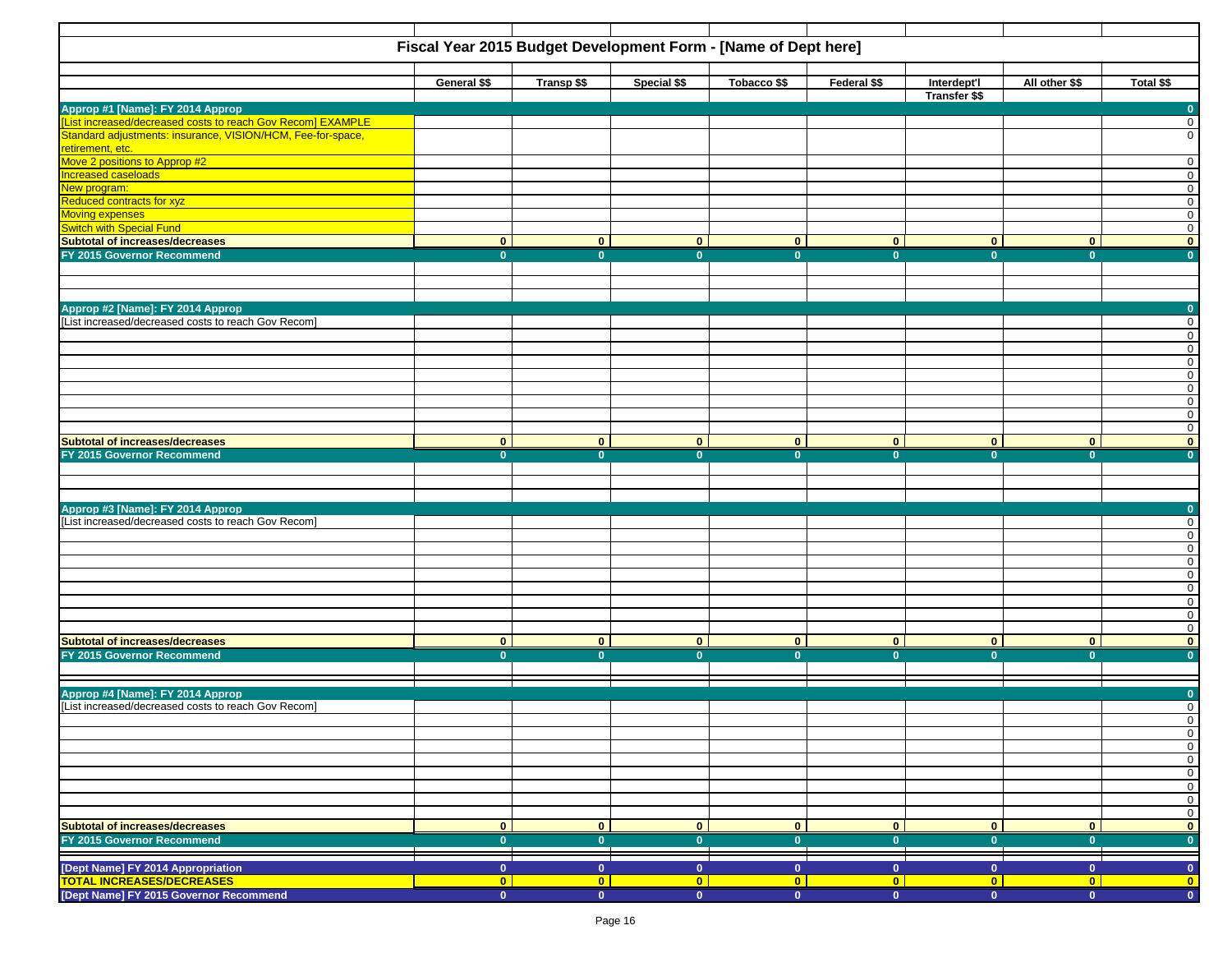## Fiscal Year 2015 Budget Development Form - [Name of Dept here]

| | General $$ | Transp $$ | Special $$ | Tobacco $$ | Federal $$ | Interdept'l Transfer $$ | All other $$ | Total $$ |
|---|---|---|---|---|---|---|---|---|
| **Approp #1 [Name]: FY 2014 Approp** | | | | | | | | **0** |
| [List increased/decreased costs to reach Gov Recom] EXAMPLE | | | | | | | | 0 |
| Standard adjustments: insurance, VISION/HCM, Fee-for-space, retirement, etc. | | | | | | | | 0 |
| Move 2 positions to Approp #2 | | | | | | | | 0 |
| Increased caseloads | | | | | | | | 0 |
| New program: | | | | | | | | 0 |
| Reduced contracts for xyz | | | | | | | | 0 |
| Moving expenses | | | | | | | | 0 |
| Switch with Special Fund | | | | | | | | 0 |
| **Subtotal of increases/decreases** | **0** | **0** | **0** | **0** | **0** | **0** | **0** | **0** |
| **FY 2015 Governor Recommend** | **0** | **0** | **0** | **0** | **0** | **0** | **0** | **0** |
| | | | | | | | | |
| | | | | | | | | |
| | | | | | | | | |
| **Approp #2 [Name]: FY 2014 Approp** | | | | | | | | **0** |
| [List increased/decreased costs to reach Gov Recom] | | | | | | | | 0 |
| | | | | | | | | 0 |
| | | | | | | | | 0 |
| | | | | | | | | 0 |
| | | | | | | | | 0 |
| | | | | | | | | 0 |
| | | | | | | | | 0 |
| | | | | | | | | 0 |
| | | | | | | | | 0 |
| **Subtotal of increases/decreases** | **0** | **0** | **0** | **0** | **0** | **0** | **0** | **0** |
| **FY 2015 Governor Recommend** | **0** | **0** | **0** | **0** | **0** | **0** | **0** | **0** |
| | | | | | | | | |
| | | | | | | | | |
| | | | | | | | | |
| **Approp #3 [Name]: FY 2014 Approp** | | | | | | | | **0** |
| [List increased/decreased costs to reach Gov Recom] | | | | | | | | 0 |
| | | | | | | | | 0 |
| | | | | | | | | 0 |
| | | | | | | | | 0 |
| | | | | | | | | 0 |
| | | | | | | | | 0 |
| | | | | | | | | 0 |
| | | | | | | | | 0 |
| | | | | | | | | 0 |
| **Subtotal of increases/decreases** | **0** | **0** | **0** | **0** | **0** | **0** | **0** | **0** |
| **FY 2015 Governor Recommend** | **0** | **0** | **0** | **0** | **0** | **0** | **0** | **0** |
| | | | | | | | | |
| | | | | | | | | |
| **Approp #4 [Name]: FY 2014 Approp** | | | | | | | | **0** |
| [List increased/decreased costs to reach Gov Recom] | | | | | | | | 0 |
| | | | | | | | | 0 |
| | | | | | | | | 0 |
| | | | | | | | | 0 |
| | | | | | | | | 0 |
| | | | | | | | | 0 |
| | | | | | | | | 0 |
| | | | | | | | | 0 |
| | | | | | | | | 0 |
| **Subtotal of increases/decreases** | **0** | **0** | **0** | **0** | **0** | **0** | **0** | **0** |
| **FY 2015 Governor Recommend** | **0** | **0** | **0** | **0** | **0** | **0** | **0** | **0** |
| | | | | | | | | |
| | | | | | | | | |
| **[Dept Name] FY 2014 Appropriation** | **0** | **0** | **0** | **0** | **0** | **0** | **0** | **0** |
| **TOTAL INCREASES/DECREASES** | **0** | **0** | **0** | **0** | **0** | **0** | **0** | **0** |
| **[Dept Name] FY 2015 Governor Recommend** | **0** | **0** | **0** | **0** | **0** | **0** | **0** | **0** |